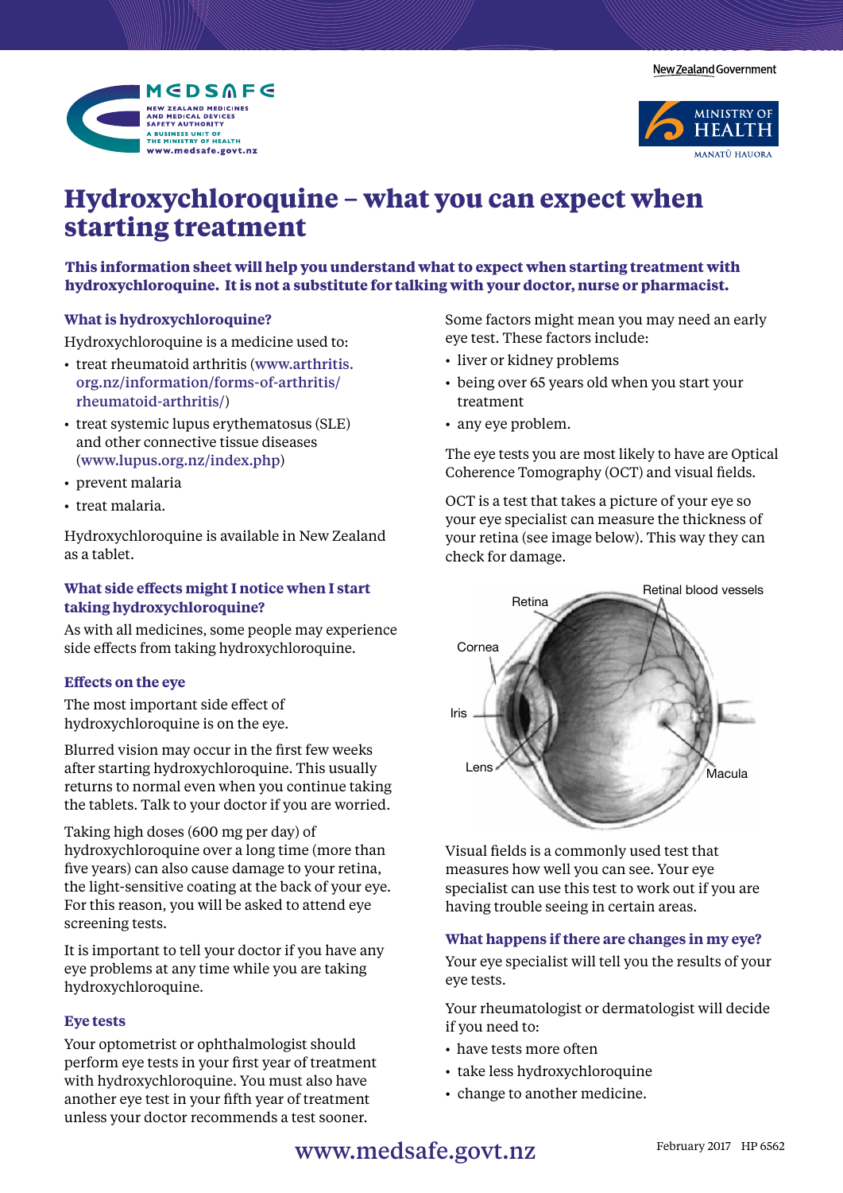# Hydroxychloroquine – what you can expect when starting treatment

**This information sheet will help you understand what to expect when starting treatment with hydroxychloroquine. It is not a substitute for talking with your doctor, nurse or pharmacist.**

### What is hydroxychloroquine?

Hydroxychloroquine is a medicine used to:

- treat rheumatoid arthritis (www.arthritis.org.nz/information/forms-of-arthritis/rheumatoid-arthritis/)
- treat systemic lupus erythematosus (SLE) and other connective tissue diseases (www.lupus.org.nz/index.php)
- prevent malaria
- treat malaria.

Hydroxychloroquine is available in New Zealand as a tablet.

### What side effects might I notice when I start taking hydroxychloroquine?

As with all medicines, some people may experience side effects from taking hydroxychloroquine.

### Effects on the eye

The most important side effect of hydroxychloroquine is on the eye.

Blurred vision may occur in the first few weeks after starting hydroxychloroquine. This usually returns to normal even when you continue taking the tablets. Talk to your doctor if you are worried.

Taking high doses (600 mg per day) of hydroxychloroquine over a long time (more than five years) can also cause damage to your retina, the light-sensitive coating at the back of your eye. For this reason, you will be asked to attend eye screening tests.

It is important to tell your doctor if you have any eye problems at any time while you are taking hydroxychloroquine.

### Eye tests

Your optometrist or ophthalmologist should perform eye tests in your first year of treatment with hydroxychloroquine. You must also have another eye test in your fifth year of treatment unless your doctor recommends a test sooner.

Some factors might mean you may need an early eye test. These factors include:

- liver or kidney problems
- being over 65 years old when you start your treatment
- any eye problem.

The eye tests you are most likely to have are Optical Coherence Tomography (OCT) and visual fields.

OCT is a test that takes a picture of your eye so your eye specialist can measure the thickness of your retina (see image below). This way they can check for damage.

Visual fields is a commonly used test that measures how well you can see. Your eye specialist can use this test to work out if you are having trouble seeing in certain areas.

### What happens if there are changes in my eye?

Your eye specialist will tell you the results of your eye tests.

Your rheumatologist or dermatologist will decide if you need to:

- have tests more often
- take less hydroxychloroquine
- change to another medicine.

www.medsafe.govt.nz

February 2017 HP 6562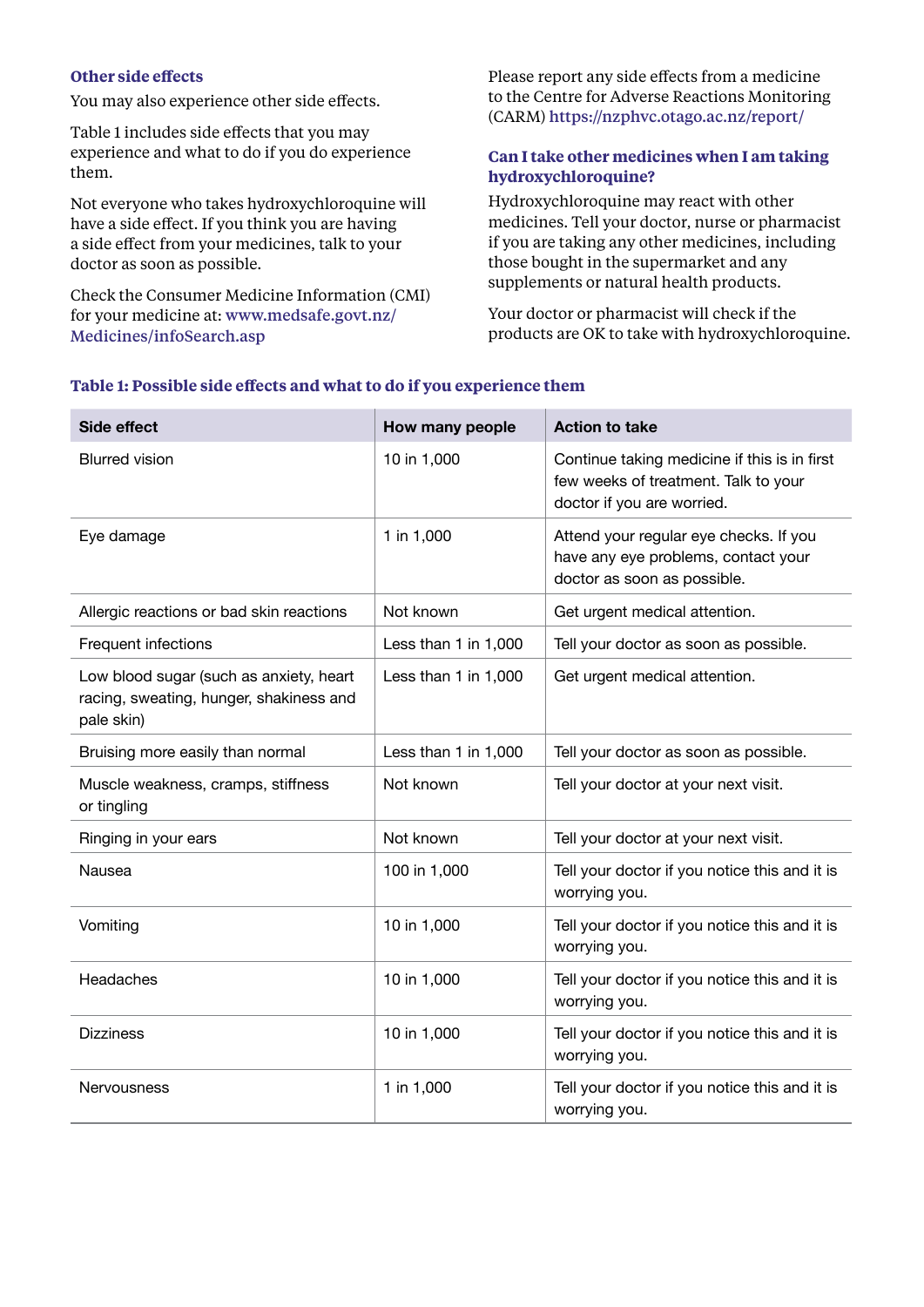### Other side effects

You may also experience other side effects.

Table 1 includes side effects that you may experience and what to do if you do experience them.

Not everyone who takes hydroxychloroquine will have a side effect. If you think you are having a side effect from your medicines, talk to your doctor as soon as possible.

Check the Consumer Medicine Information (CMI) for your medicine at: www.medsafe.govt.nz/Medicines/infoSearch.asp

Please report any side effects from a medicine to the Centre for Adverse Reactions Monitoring (CARM) https://nzphvc.otago.ac.nz/report/

### Can I take other medicines when I am taking hydroxychloroquine?

Hydroxychloroquine may react with other medicines. Tell your doctor, nurse or pharmacist if you are taking any other medicines, including those bought in the supermarket and any supplements or natural health products.

Your doctor or pharmacist will check if the products are OK to take with hydroxychloroquine.

**Table 1: Possible side effects and what to do if you experience them**

| Side effect | How many people | Action to take |
|---|---|---|
| Blurred vision | 10 in 1,000 | Continue taking medicine if this is in first few weeks of treatment. Talk to your doctor if you are worried. |
| Eye damage | 1 in 1,000 | Attend your regular eye checks. If you have any eye problems, contact your doctor as soon as possible. |
| Allergic reactions or bad skin reactions | Not known | Get urgent medical attention. |
| Frequent infections | Less than 1 in 1,000 | Tell your doctor as soon as possible. |
| Low blood sugar (such as anxiety, heart racing, sweating, hunger, shakiness and pale skin) | Less than 1 in 1,000 | Get urgent medical attention. |
| Bruising more easily than normal | Less than 1 in 1,000 | Tell your doctor as soon as possible. |
| Muscle weakness, cramps, stiffness or tingling | Not known | Tell your doctor at your next visit. |
| Ringing in your ears | Not known | Tell your doctor at your next visit. |
| Nausea | 100 in 1,000 | Tell your doctor if you notice this and it is worrying you. |
| Vomiting | 10 in 1,000 | Tell your doctor if you notice this and it is worrying you. |
| Headaches | 10 in 1,000 | Tell your doctor if you notice this and it is worrying you. |
| Dizziness | 10 in 1,000 | Tell your doctor if you notice this and it is worrying you. |
| Nervousness | 1 in 1,000 | Tell your doctor if you notice this and it is worrying you. |